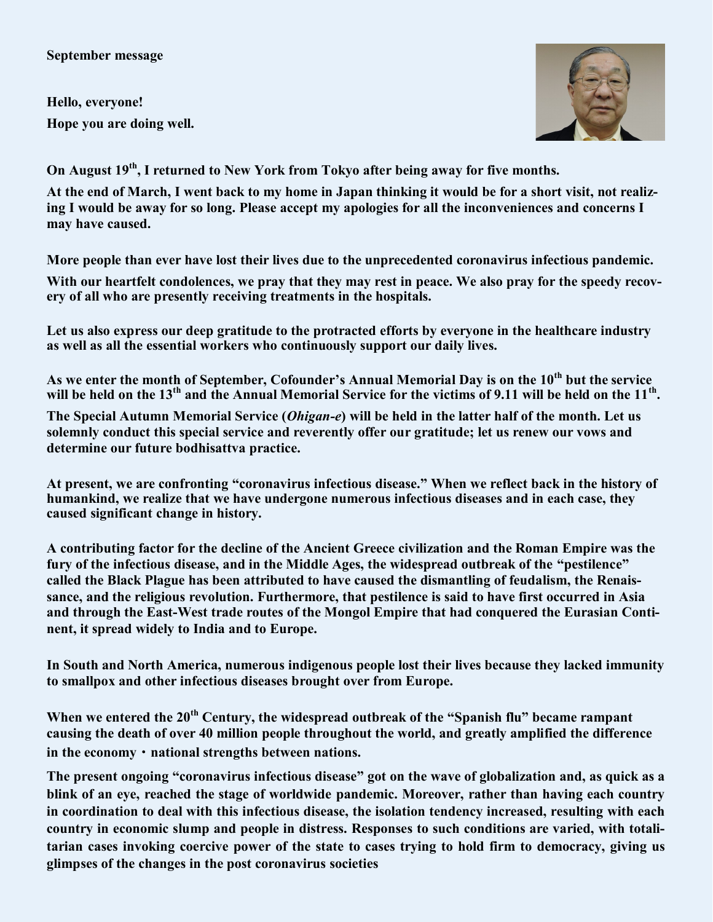**September message**

**Hello, everyone!**
**Hope you are doing well.**

**On August 19th, I returned to New York from Tokyo after being away for five months.**

**At the end of March, I went back to my home in Japan thinking it would be for a short visit, not realizing I would be away for so long. Please accept my apologies for all the inconveniences and concerns I may have caused.**

**More people than ever have lost their lives due to the unprecedented coronavirus infectious pandemic.**

**With our heartfelt condolences, we pray that they may rest in peace. We also pray for the speedy recovery of all who are presently receiving treatments in the hospitals.**

**Let us also express our deep gratitude to the protracted efforts by everyone in the healthcare industry as well as all the essential workers who continuously support our daily lives.**

**As we enter the month of September, Cofounder's Annual Memorial Day is on the 10th but the service will be held on the 13th and the Annual Memorial Service for the victims of 9.11 will be held on the 11th.**

**The Special Autumn Memorial Service (*Ohigan-e*) will be held in the latter half of the month. Let us solemnly conduct this special service and reverently offer our gratitude; let us renew our vows and determine our future bodhisattva practice.**

**At present, we are confronting "coronavirus infectious disease." When we reflect back in the history of humankind, we realize that we have undergone numerous infectious diseases and in each case, they caused significant change in history.**

**A contributing factor for the decline of the Ancient Greece civilization and the Roman Empire was the fury of the infectious disease, and in the Middle Ages, the widespread outbreak of the "pestilence" called the Black Plague has been attributed to have caused the dismantling of feudalism, the Renaissance, and the religious revolution. Furthermore, that pestilence is said to have first occurred in Asia and through the East-West trade routes of the Mongol Empire that had conquered the Eurasian Continent, it spread widely to India and to Europe.**

**In South and North America, numerous indigenous people lost their lives because they lacked immunity to smallpox and other infectious diseases brought over from Europe.**

**When we entered the 20th Century, the widespread outbreak of the "Spanish flu" became rampant causing the death of over 40 million people throughout the world, and greatly amplified the difference in the economy・national strengths between nations.**

**The present ongoing "coronavirus infectious disease" got on the wave of globalization and, as quick as a blink of an eye, reached the stage of worldwide pandemic. Moreover, rather than having each country in coordination to deal with this infectious disease, the isolation tendency increased, resulting with each country in economic slump and people in distress. Responses to such conditions are varied, with totalitarian cases invoking coercive power of the state to cases trying to hold firm to democracy, giving us glimpses of the changes in the post coronavirus societies**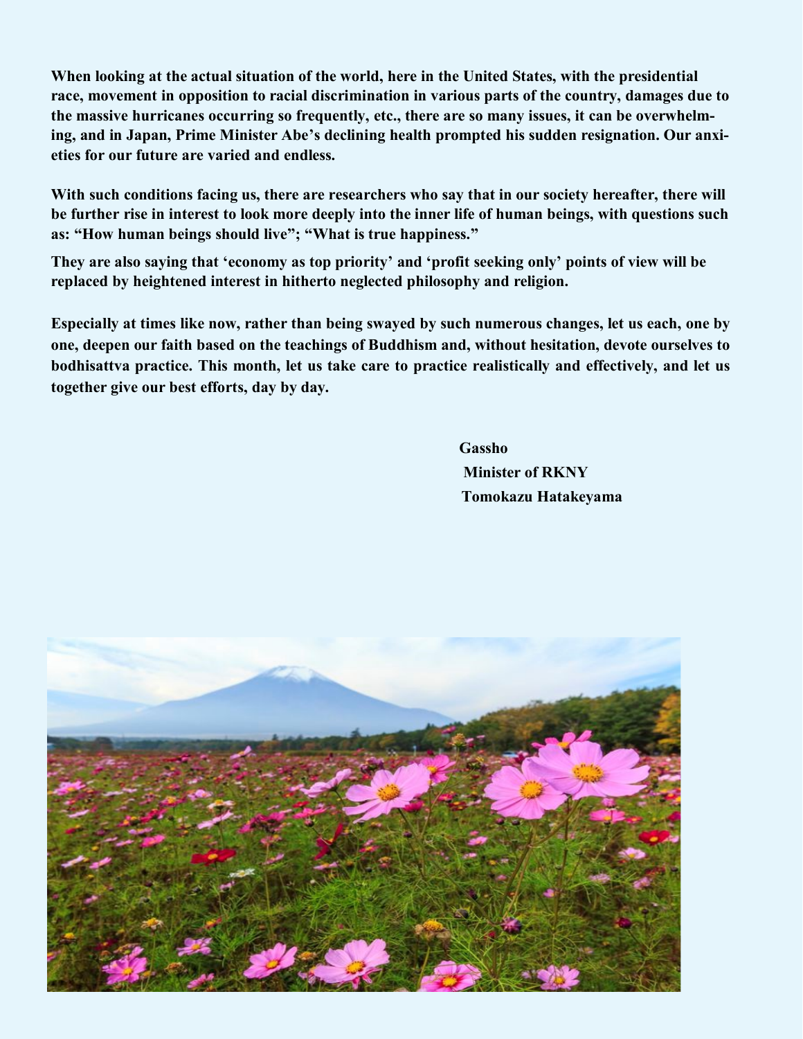**When looking at the actual situation of the world, here in the United States, with the presidential race, movement in opposition to racial discrimination in various parts of the country, damages due to the massive hurricanes occurring so frequently, etc., there are so many issues, it can be overwhelming, and in Japan, Prime Minister Abe's declining health prompted his sudden resignation. Our anxieties for our future are varied and endless.**

**With such conditions facing us, there are researchers who say that in our society hereafter, there will be further rise in interest to look more deeply into the inner life of human beings, with questions such as: "How human beings should live"; "What is true happiness."**

**They are also saying that 'economy as top priority' and 'profit seeking only' points of view will be replaced by heightened interest in hitherto neglected philosophy and religion.**

**Especially at times like now, rather than being swayed by such numerous changes, let us each, one by one, deepen our faith based on the teachings of Buddhism and, without hesitation, devote ourselves to bodhisattva practice. This month, let us take care to practice realistically and effectively, and let us together give our best efforts, day by day.**

**Gassho**
**Minister of RKNY**
**Tomokazu Hatakeyama**